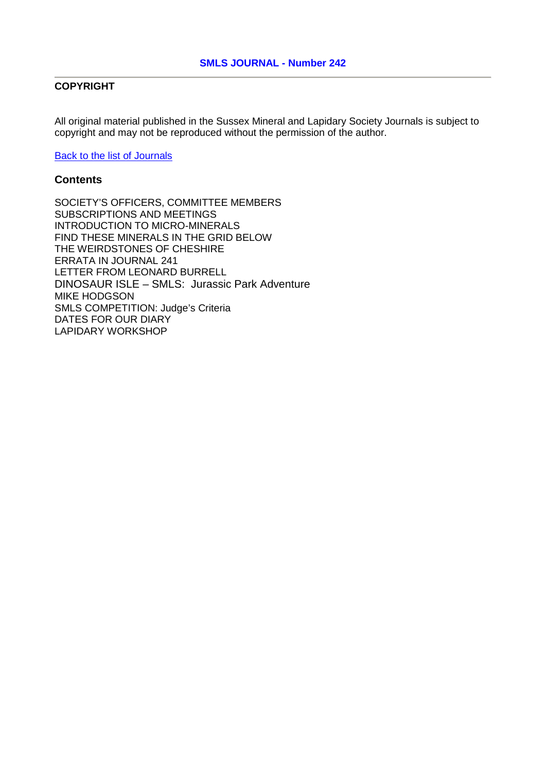# SMLS JOURNAL - Number 242

## COPYRIGHT

All original material published in the Sussex Mineral and Lapidary Society Journals is subject to copyright and may not be reproduced without the permission of the author.

[Back to the list of Journals]

### Contents

SOCIETY'S OFFICERS, COMMITTEE MEMBERS
SUBSCRIPTIONS AND MEETINGS
INTRODUCTION TO MICRO-MINERALS
FIND THESE MINERALS IN THE GRID BELOW
THE WEIRDSTONES OF CHESHIRE
ERRATA IN JOURNAL 241
LETTER FROM LEONARD BURRELL
DINOSAUR ISLE – SMLS: Jurassic Park Adventure
MIKE HODGSON
SMLS COMPETITION: Judge's Criteria
DATES FOR OUR DIARY
LAPIDARY WORKSHOP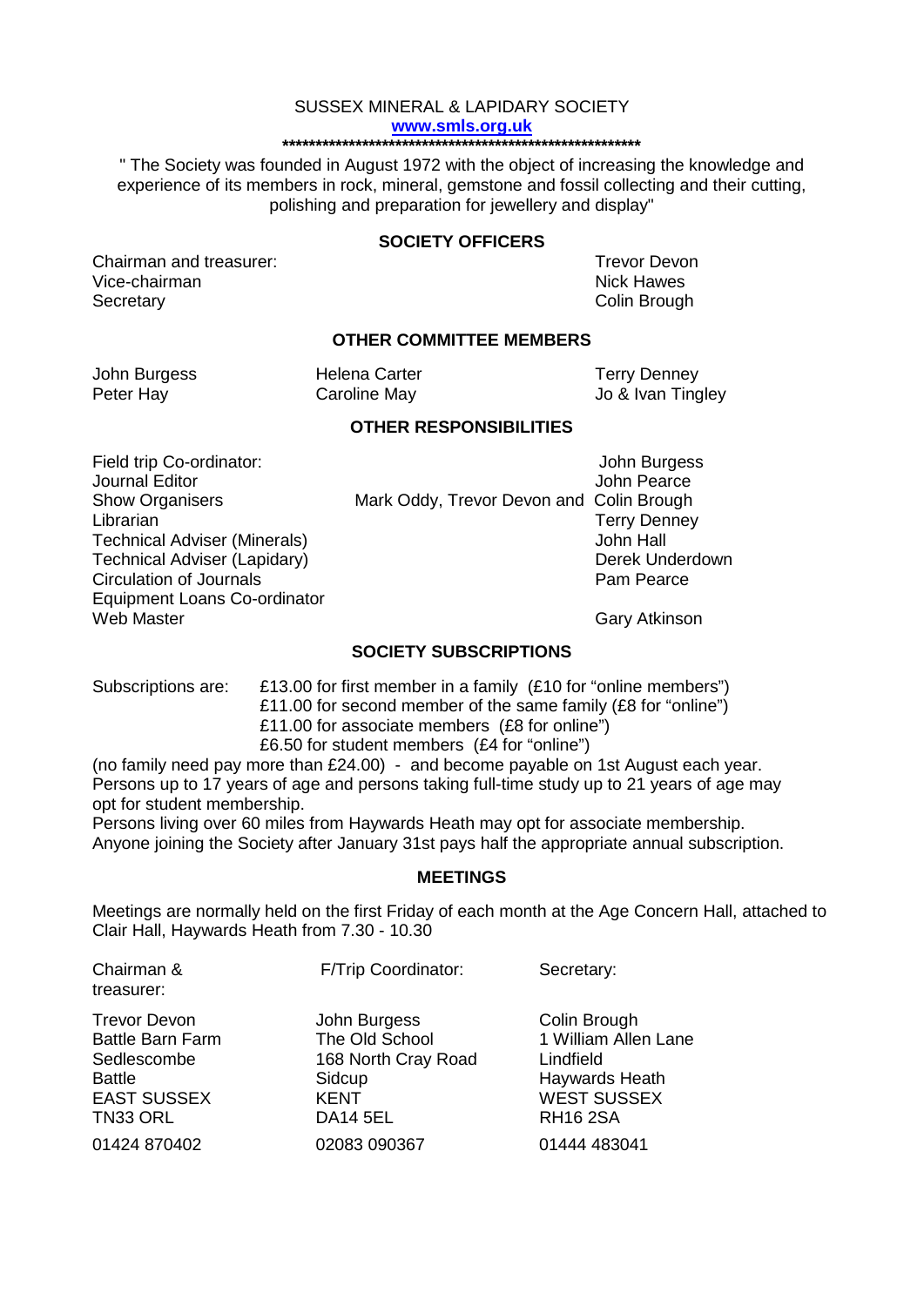# SUSSEX MINERAL & LAPIDARY SOCIETY

**www.smls.org.uk**

*********************************************************

" The Society was founded in August 1972 with the object of increasing the knowledge and experience of its members in rock, mineral, gemstone and fossil collecting and their cutting, polishing and preparation for jewellery and display"

## SOCIETY OFFICERS

| | |
|---|---|
| Chairman and treasurer: | Trevor Devon |
| Vice-chairman | Nick Hawes |
| Secretary | Colin Brough |

## OTHER COMMITTEE MEMBERS

| | | |
|---|---|---|
| John Burgess | Helena Carter | Terry Denney |
| Peter Hay | Caroline May | Jo & Ivan Tingley |

## OTHER RESPONSIBILITIES

| | |
|---|---|
| Field trip Co-ordinator: | John Burgess |
| Journal Editor | John Pearce |
| Show Organisers | Mark Oddy, Trevor Devon and Colin Brough |
| Librarian | Terry Denney |
| Technical Adviser (Minerals) | John Hall |
| Technical Adviser (Lapidary) | Derek Underdown |
| Circulation of Journals | Pam Pearce |
| Equipment Loans Co-ordinator | |
| Web Master | Gary Atkinson |

## SOCIETY SUBSCRIPTIONS

Subscriptions are:
- £13.00 for first member in a family (£10 for "online members")
- £11.00 for second member of the same family (£8 for "online")
- £11.00 for associate members (£8 for online")
- £6.50 for student members (£4 for "online")

(no family need pay more than £24.00) - and become payable on 1st August each year.
Persons up to 17 years of age and persons taking full-time study up to 21 years of age may opt for student membership.
Persons living over 60 miles from Haywards Heath may opt for associate membership.
Anyone joining the Society after January 31st pays half the appropriate annual subscription.

## MEETINGS

Meetings are normally held on the first Friday of each month at the Age Concern Hall, attached to Clair Hall, Haywards Heath from 7.30 - 10.30

| Chairman & treasurer: | F/Trip Coordinator: | Secretary: |
|---|---|---|
| Trevor Devon | John Burgess | Colin Brough |
| Battle Barn Farm | The Old School | 1 William Allen Lane |
| Sedlescombe | 168 North Cray Road | Lindfield |
| Battle | Sidcup | Haywards Heath |
| EAST SUSSEX | KENT | WEST SUSSEX |
| TN33 ORL | DA14 5EL | RH16 2SA |
| 01424 870402 | 02083 090367 | 01444 483041 |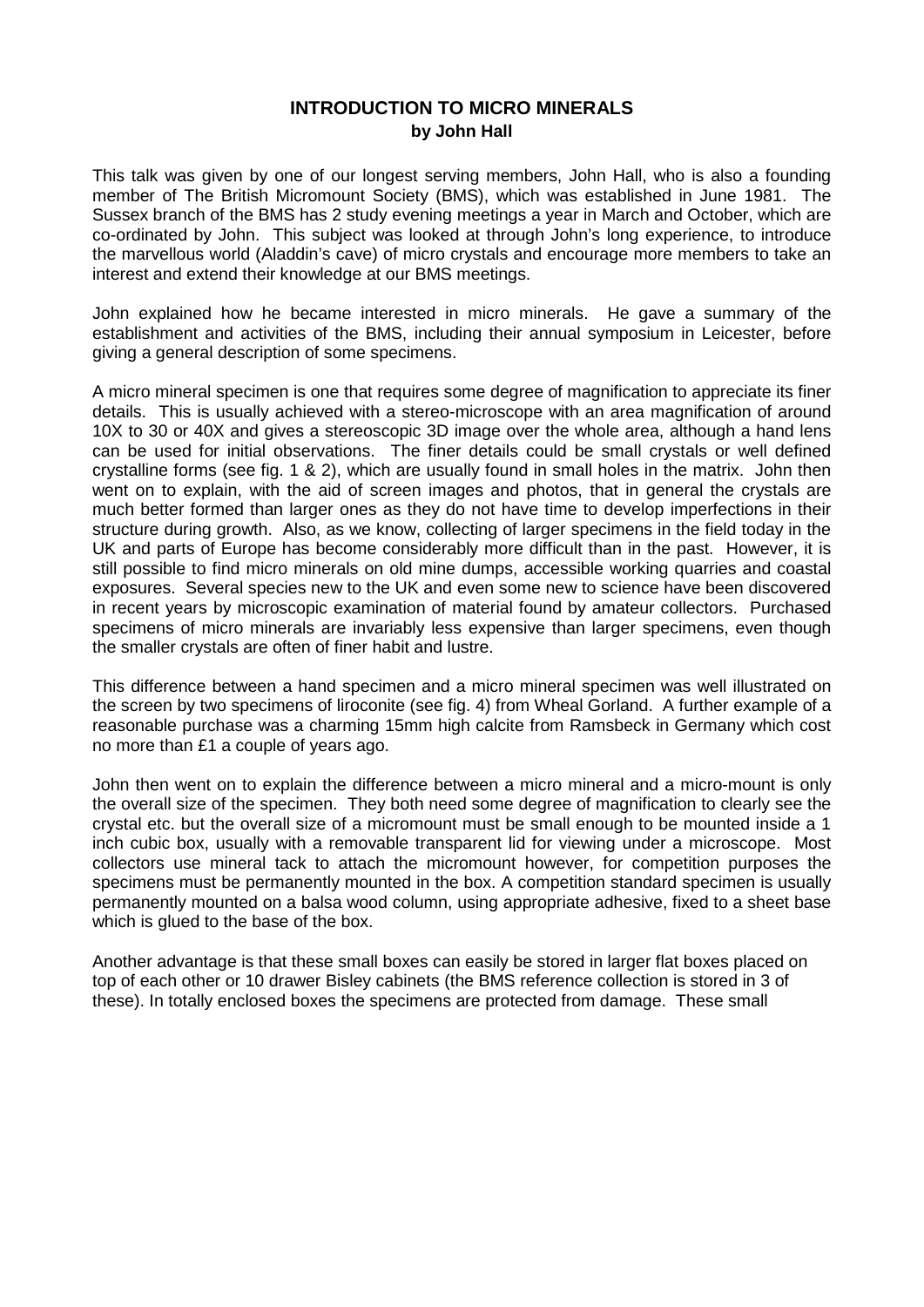# INTRODUCTION TO MICRO MINERALS

**by John Hall**

This talk was given by one of our longest serving members, John Hall, who is also a founding member of The British Micromount Society (BMS), which was established in June 1981. The Sussex branch of the BMS has 2 study evening meetings a year in March and October, which are co-ordinated by John. This subject was looked at through John's long experience, to introduce the marvellous world (Aladdin's cave) of micro crystals and encourage more members to take an interest and extend their knowledge at our BMS meetings.

John explained how he became interested in micro minerals. He gave a summary of the establishment and activities of the BMS, including their annual symposium in Leicester, before giving a general description of some specimens.

A micro mineral specimen is one that requires some degree of magnification to appreciate its finer details. This is usually achieved with a stereo-microscope with an area magnification of around 10X to 30 or 40X and gives a stereoscopic 3D image over the whole area, although a hand lens can be used for initial observations. The finer details could be small crystals or well defined crystalline forms (see fig. 1 & 2), which are usually found in small holes in the matrix. John then went on to explain, with the aid of screen images and photos, that in general the crystals are much better formed than larger ones as they do not have time to develop imperfections in their structure during growth. Also, as we know, collecting of larger specimens in the field today in the UK and parts of Europe has become considerably more difficult than in the past. However, it is still possible to find micro minerals on old mine dumps, accessible working quarries and coastal exposures. Several species new to the UK and even some new to science have been discovered in recent years by microscopic examination of material found by amateur collectors. Purchased specimens of micro minerals are invariably less expensive than larger specimens, even though the smaller crystals are often of finer habit and lustre.

This difference between a hand specimen and a micro mineral specimen was well illustrated on the screen by two specimens of liroconite (see fig. 4) from Wheal Gorland. A further example of a reasonable purchase was a charming 15mm high calcite from Ramsbeck in Germany which cost no more than £1 a couple of years ago.

John then went on to explain the difference between a micro mineral and a micro-mount is only the overall size of the specimen. They both need some degree of magnification to clearly see the crystal etc. but the overall size of a micromount must be small enough to be mounted inside a 1 inch cubic box, usually with a removable transparent lid for viewing under a microscope. Most collectors use mineral tack to attach the micromount however, for competition purposes the specimens must be permanently mounted in the box. A competition standard specimen is usually permanently mounted on a balsa wood column, using appropriate adhesive, fixed to a sheet base which is glued to the base of the box.

Another advantage is that these small boxes can easily be stored in larger flat boxes placed on top of each other or 10 drawer Bisley cabinets (the BMS reference collection is stored in 3 of these). In totally enclosed boxes the specimens are protected from damage. These small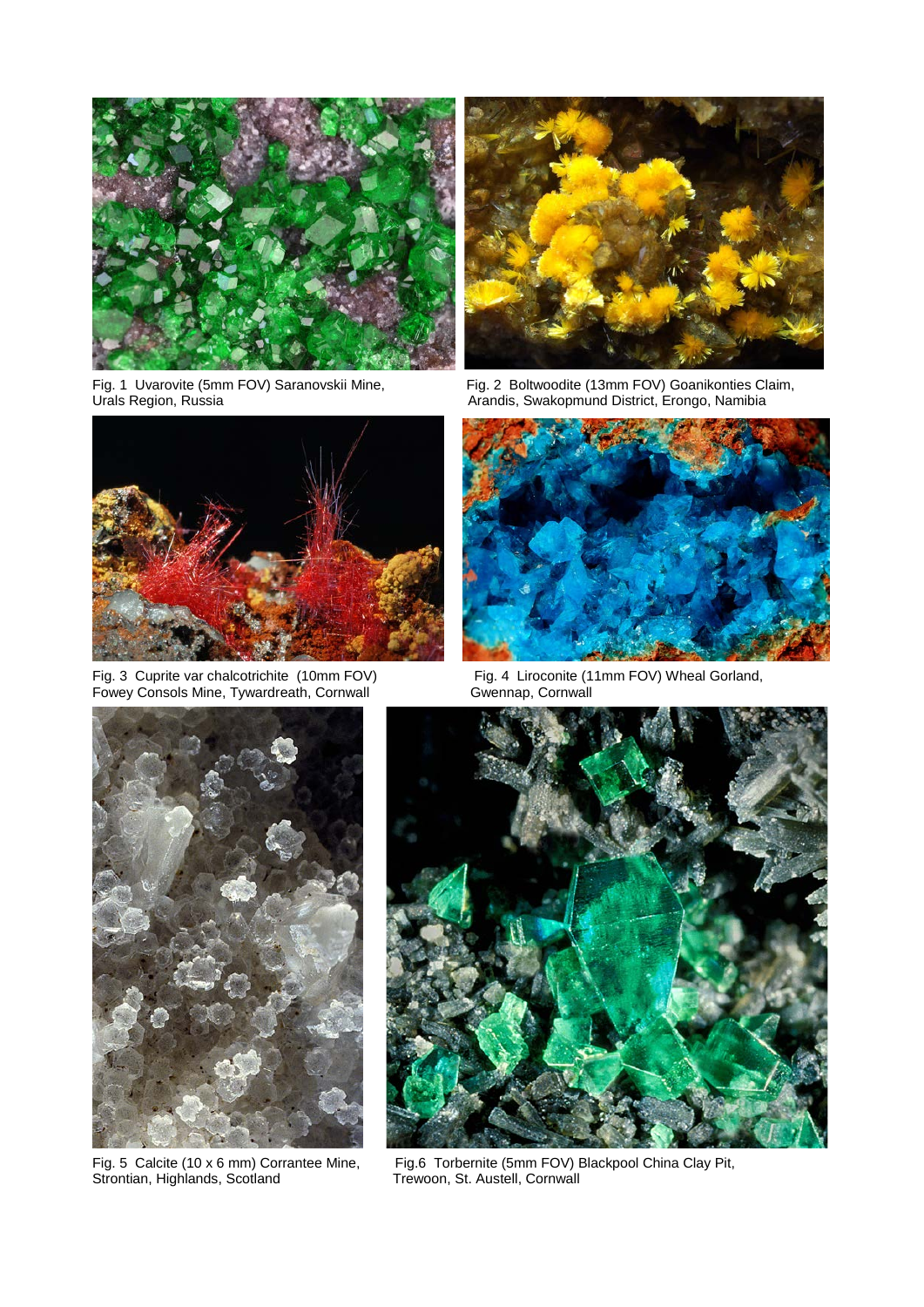Fig. 1 Uvarovite (5mm FOV) Saranovskii Mine, Urals Region, Russia

Fig. 2 Boltwoodite (13mm FOV) Goanikonties Claim, Arandis, Swakopmund District, Erongo, Namibia

Fig. 3 Cuprite var chalcotrichite (10mm FOV) Fowey Consols Mine, Tywardreath, Cornwall

Fig. 4 Liroconite (11mm FOV) Wheal Gorland, Gwennap, Cornwall

Fig. 5 Calcite (10 x 6 mm) Corrantee Mine, Strontian, Highlands, Scotland

Fig.6 Torbernite (5mm FOV) Blackpool China Clay Pit, Trewoon, St. Austell, Cornwall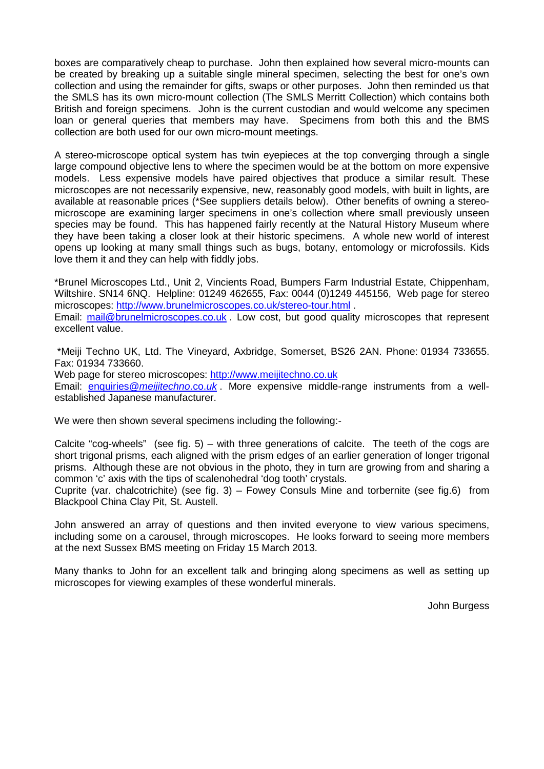boxes are comparatively cheap to purchase. John then explained how several micro-mounts can be created by breaking up a suitable single mineral specimen, selecting the best for one's own collection and using the remainder for gifts, swaps or other purposes. John then reminded us that the SMLS has its own micro-mount collection (The SMLS Merritt Collection) which contains both British and foreign specimens. John is the current custodian and would welcome any specimen loan or general queries that members may have. Specimens from both this and the BMS collection are both used for our own micro-mount meetings.

A stereo-microscope optical system has twin eyepieces at the top converging through a single large compound objective lens to where the specimen would be at the bottom on more expensive models. Less expensive models have paired objectives that produce a similar result. These microscopes are not necessarily expensive, new, reasonably good models, with built in lights, are available at reasonable prices (*See suppliers details below). Other benefits of owning a stereo-microscope are examining larger specimens in one's collection where small previously unseen species may be found. This has happened fairly recently at the Natural History Museum where they have been taking a closer look at their historic specimens. A whole new world of interest opens up looking at many small things such as bugs, botany, entomology or microfossils. Kids love them it and they can help with fiddly jobs.

*Brunel Microscopes Ltd., Unit 2, Vincients Road, Bumpers Farm Industrial Estate, Chippenham, Wiltshire. SN14 6NQ. Helpline: 01249 462655, Fax: 0044 (0)1249 445156, Web page for stereo microscopes: http://www.brunelmicroscopes.co.uk/stereo-tour.html .
Email: mail@brunelmicroscopes.co.uk . Low cost, but good quality microscopes that represent excellent value.

*Meiji Techno UK, Ltd. The Vineyard, Axbridge, Somerset, BS26 2AN. Phone: 01934 733655. Fax: 01934 733660.
Web page for stereo microscopes: http://www.meijitechno.co.uk
Email: enquiries@*meijitechno*.co.*uk* . More expensive middle-range instruments from a well-established Japanese manufacturer.

We were then shown several specimens including the following:-

Calcite "cog-wheels" (see fig. 5) – with three generations of calcite. The teeth of the cogs are short trigonal prisms, each aligned with the prism edges of an earlier generation of longer trigonal prisms. Although these are not obvious in the photo, they in turn are growing from and sharing a common 'c' axis with the tips of scalenohedral 'dog tooth' crystals.
Cuprite (var. chalcotrichite) (see fig. 3) – Fowey Consuls Mine and torbernite (see fig.6) from Blackpool China Clay Pit, St. Austell.

John answered an array of questions and then invited everyone to view various specimens, including some on a carousel, through microscopes. He looks forward to seeing more members at the next Sussex BMS meeting on Friday 15 March 2013.

Many thanks to John for an excellent talk and bringing along specimens as well as setting up microscopes for viewing examples of these wonderful minerals.

John Burgess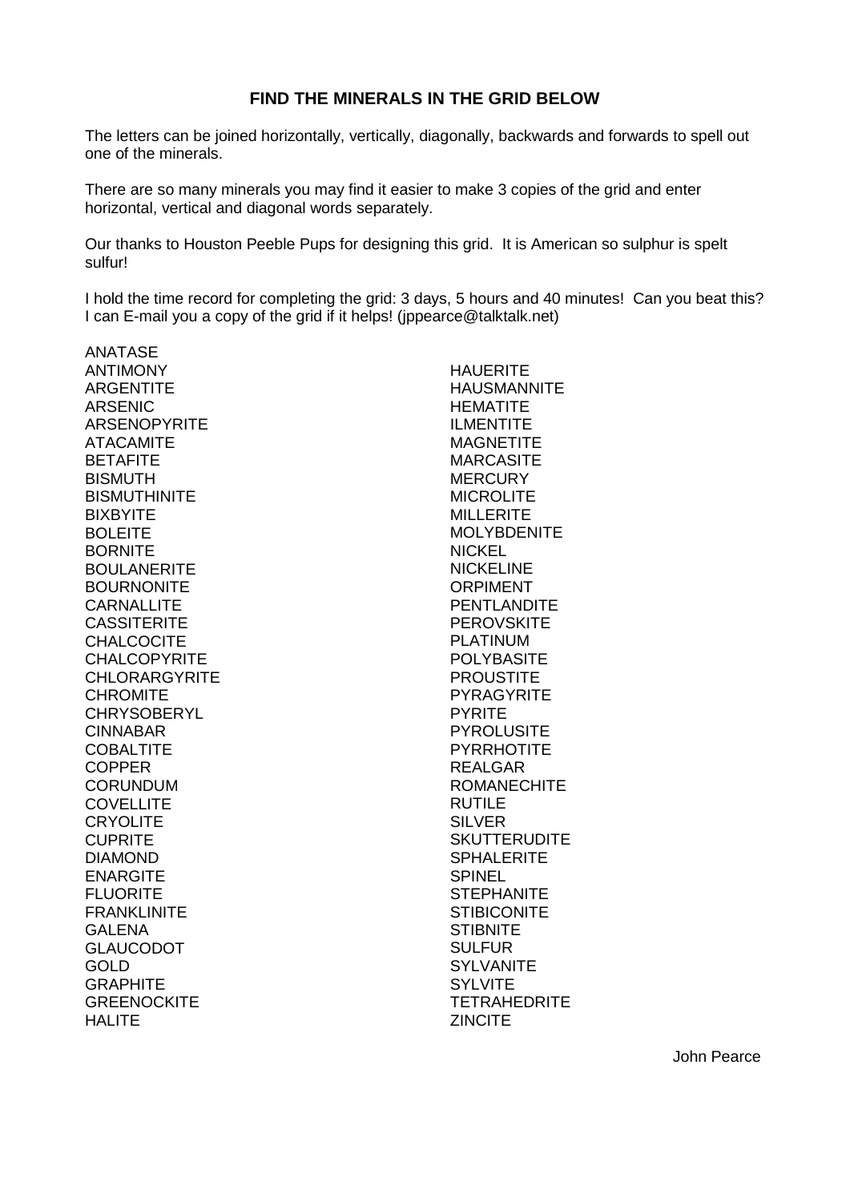## FIND THE MINERALS IN THE GRID BELOW

The letters can be joined horizontally, vertically, diagonally, backwards and forwards to spell out one of the minerals.

There are so many minerals you may find it easier to make 3 copies of the grid and enter horizontal, vertical and diagonal words separately.

Our thanks to Houston Peeble Pups for designing this grid. It is American so sulphur is spelt sulfur!

I hold the time record for completing the grid: 3 days, 5 hours and 40 minutes! Can you beat this? I can E-mail you a copy of the grid if it helps! (jppearce@talktalk.net)

ANATASE
ANTIMONY
ARGENTITE
ARSENIC
ARSENOPYRITE
ATACAMITE
BETAFITE
BISMUTH
BISMUTHINITE
BIXBYITE
BOLEITE
BORNITE
BOULANERITE
BOURNONITE
CARNALLITE
CASSITERITE
CHALCOCITE
CHALCOPYRITE
CHLORARGYRITE
CHROMITE
CHRYSOBERYL
CINNABAR
COBALTITE
COPPER
CORUNDUM
COVELLITE
CRYOLITE
CUPRITE
DIAMOND
ENARGITE
FLUORITE
FRANKLINITE
GALENA
GLAUCODOT
GOLD
GRAPHITE
GREENOCKITE
HALITE
HAUERITE
HAUSMANNITE
HEMATITE
ILMENTITE
MAGNETITE
MARCASITE
MERCURY
MICROLITE
MILLERITE
MOLYBDENITE
NICKEL
NICKELINE
ORPIMENT
PENTLANDITE
PEROVSKITE
PLATINUM
POLYBASITE
PROUSTITE
PYRAGYRITE
PYRITE
PYROLUSITE
PYRRHOTITE
REALGAR
ROMANECHITE
RUTILE
SILVER
SKUTTERUDITE
SPHALERITE
SPINEL
STEPHANITE
STIBICONITE
STIBNITE
SULFUR
SYLVANITE
SYLVITE
TETRAHEDRITE
ZINCITE

John Pearce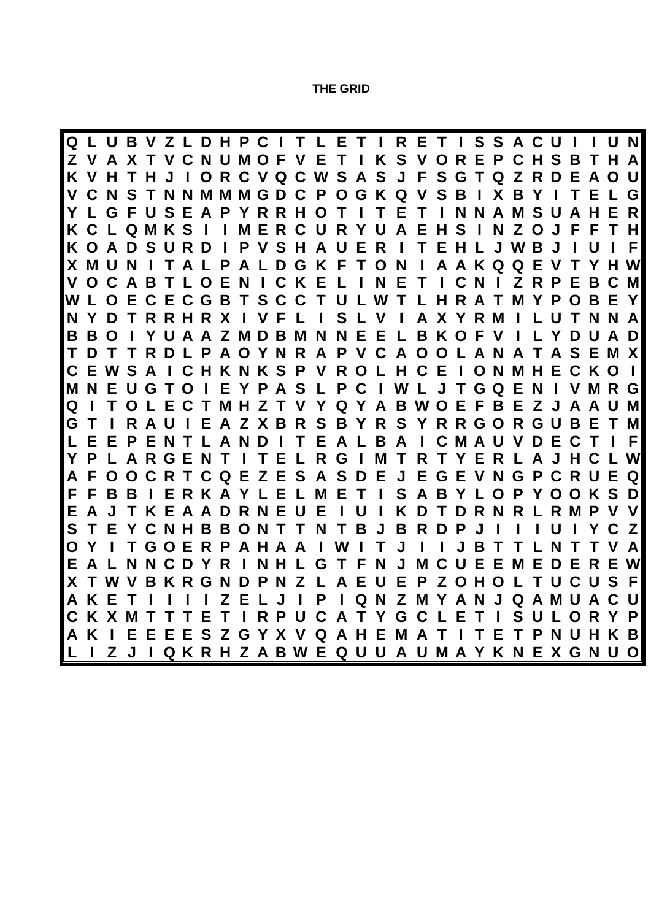**THE GRID**

```
Q L U B V Z L D H P C I T L E T I R E T I S S A C U I I U N
Z V A X T V C N U M O F V E T I K S V O R E P C H S B T H A
K V H T H J I O R C V Q C W S A S J F S G T Q Z R D E A O U
V C N S T N N M M M G D C P O G K Q V S B I X B Y I T E L G
Y L G F U S E A P Y R R H O T I T E T I N N A M S U A H E R
K C L Q M K S I I M E R C U R Y U A E H S I N Z O J F F T H
K O A D S U R D I P V S H A U E R I T E H L J W B J I U I F
X M U N I T A L P A L D G K F T O N I A A K Q Q E V T Y H W
V O C A B T L O E N I C K E L I N E T I C N I Z R P E B C M
W L O E C E C G B T S C C T U L W T L H R A T M Y P O B E Y
N Y D T R R H R X I V F L I S L V I A X Y R M I L U T N N A
B B O I Y U A A Z M D B M N N E E L B K O F V I L Y D U A D
T D T T R D L P A O Y N R A P V C A O O L A N A T A S E M X
C E W S A I C H K N K S P V R O L H C E I O N M H E C K O I
M N E U G T O I E Y P A S L P C I W L J T G Q E N I V M R G
Q I T O L E C T M H Z T V Y Q Y A B W O E F B E Z J A A U M
G T I R A U I E A Z X B R S B Y R S Y R R G O R G U B E T M
L E E P E N T L A N D I T E A L B A I C M A U V D E C T I F
Y P L A R G E N T I T E L R G I M T R T Y E R L A J H C L W
A F O O C R T C Q E Z E S A S D E J E G E V N G P C R U E Q
F F B B I E R K A Y L E L M E T I S A B Y L O P Y O O K S D
E A J T K E A A D R N E U E I U I K D T D R N R L R M P V V
S T E Y C N H B B O N T T N T B J B R D P J I I I U I Y C Z
O Y I T G O E R P A H A A I W I T J I I J B T T L N T T V A
E A L N N C D Y R I N H L G T F N J M C U E E M E D E R E W
X T W V B K R G N D P N Z L A E U E P Z O H O L T U C U S F
A K E T I I I I Z E L J I P I Q N Z M Y A N J Q A M U A C U
C K X M T T T E T I R P U C A T Y G C L E T I S U L O R Y P
A K I E E E E S Z G Y X V Q A H E M A T I T E T P N U H K B
L I Z J I Q K R H Z A B W E Q U U A U M A Y K N E X G N U O
```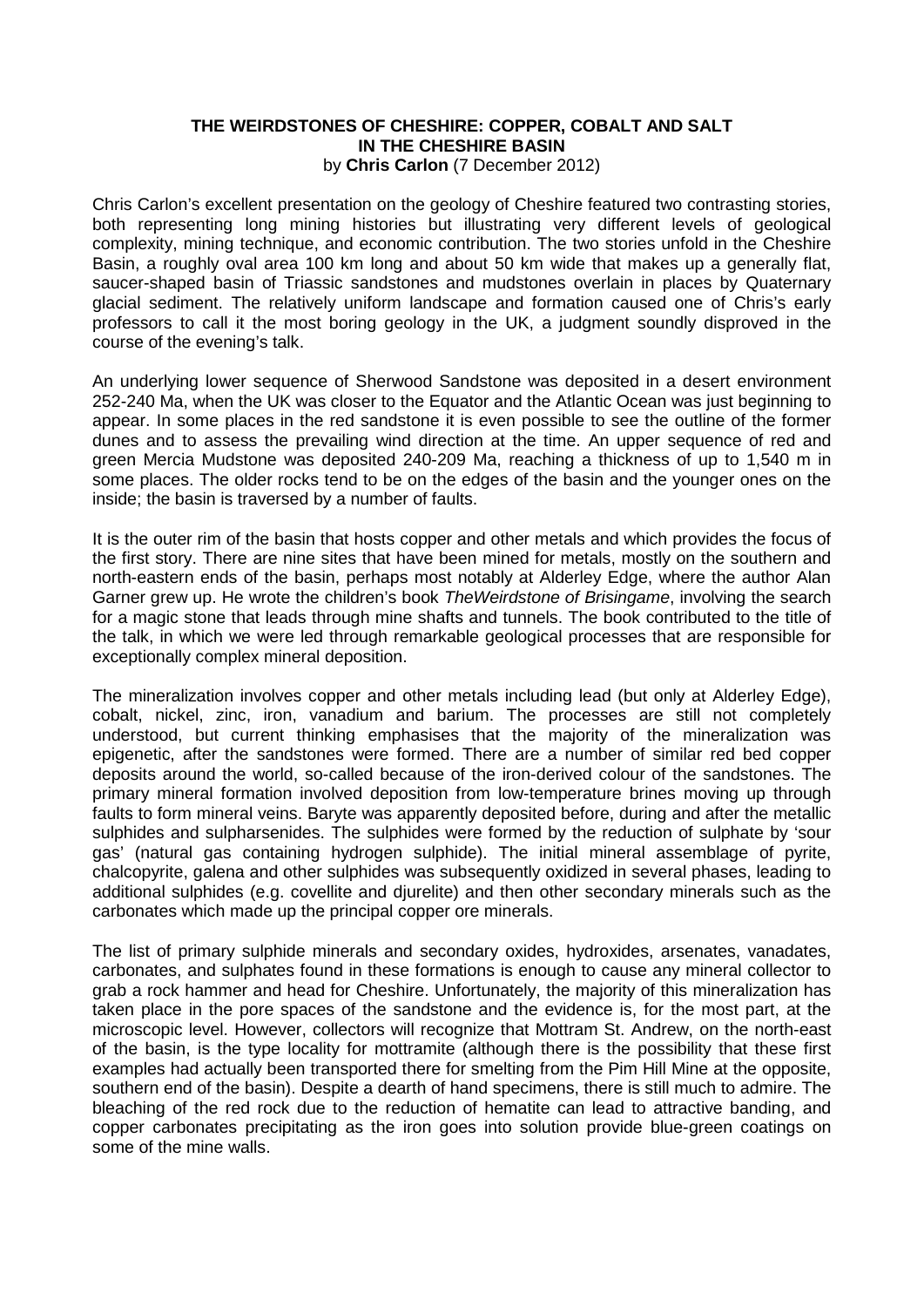## THE WEIRDSTONES OF CHESHIRE: COPPER, COBALT AND SALT IN THE CHESHIRE BASIN

by **Chris Carlon** (7 December 2012)

Chris Carlon's excellent presentation on the geology of Cheshire featured two contrasting stories, both representing long mining histories but illustrating very different levels of geological complexity, mining technique, and economic contribution. The two stories unfold in the Cheshire Basin, a roughly oval area 100 km long and about 50 km wide that makes up a generally flat, saucer-shaped basin of Triassic sandstones and mudstones overlain in places by Quaternary glacial sediment. The relatively uniform landscape and formation caused one of Chris's early professors to call it the most boring geology in the UK, a judgment soundly disproved in the course of the evening's talk.

An underlying lower sequence of Sherwood Sandstone was deposited in a desert environment 252-240 Ma, when the UK was closer to the Equator and the Atlantic Ocean was just beginning to appear. In some places in the red sandstone it is even possible to see the outline of the former dunes and to assess the prevailing wind direction at the time. An upper sequence of red and green Mercia Mudstone was deposited 240-209 Ma, reaching a thickness of up to 1,540 m in some places. The older rocks tend to be on the edges of the basin and the younger ones on the inside; the basin is traversed by a number of faults.

It is the outer rim of the basin that hosts copper and other metals and which provides the focus of the first story. There are nine sites that have been mined for metals, mostly on the southern and north-eastern ends of the basin, perhaps most notably at Alderley Edge, where the author Alan Garner grew up. He wrote the children's book *TheWeirdstone of Brisingame*, involving the search for a magic stone that leads through mine shafts and tunnels. The book contributed to the title of the talk, in which we were led through remarkable geological processes that are responsible for exceptionally complex mineral deposition.

The mineralization involves copper and other metals including lead (but only at Alderley Edge), cobalt, nickel, zinc, iron, vanadium and barium. The processes are still not completely understood, but current thinking emphasises that the majority of the mineralization was epigenetic, after the sandstones were formed. There are a number of similar red bed copper deposits around the world, so-called because of the iron-derived colour of the sandstones. The primary mineral formation involved deposition from low-temperature brines moving up through faults to form mineral veins. Baryte was apparently deposited before, during and after the metallic sulphides and sulpharsenides. The sulphides were formed by the reduction of sulphate by 'sour gas' (natural gas containing hydrogen sulphide). The initial mineral assemblage of pyrite, chalcopyrite, galena and other sulphides was subsequently oxidized in several phases, leading to additional sulphides (e.g. covellite and djurelite) and then other secondary minerals such as the carbonates which made up the principal copper ore minerals.

The list of primary sulphide minerals and secondary oxides, hydroxides, arsenates, vanadates, carbonates, and sulphates found in these formations is enough to cause any mineral collector to grab a rock hammer and head for Cheshire. Unfortunately, the majority of this mineralization has taken place in the pore spaces of the sandstone and the evidence is, for the most part, at the microscopic level. However, collectors will recognize that Mottram St. Andrew, on the north-east of the basin, is the type locality for mottramite (although there is the possibility that these first examples had actually been transported there for smelting from the Pim Hill Mine at the opposite, southern end of the basin). Despite a dearth of hand specimens, there is still much to admire. The bleaching of the red rock due to the reduction of hematite can lead to attractive banding, and copper carbonates precipitating as the iron goes into solution provide blue-green coatings on some of the mine walls.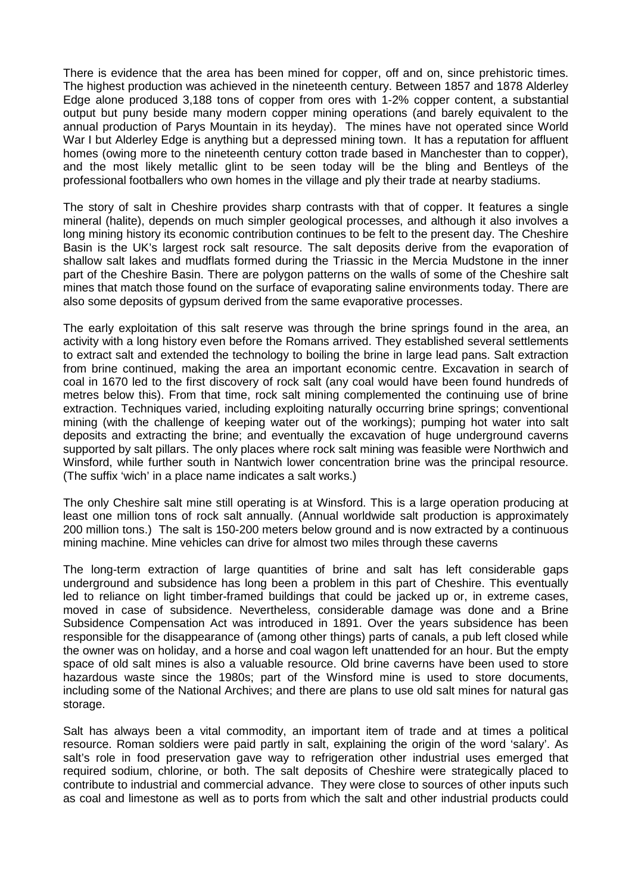There is evidence that the area has been mined for copper, off and on, since prehistoric times. The highest production was achieved in the nineteenth century. Between 1857 and 1878 Alderley Edge alone produced 3,188 tons of copper from ores with 1-2% copper content, a substantial output but puny beside many modern copper mining operations (and barely equivalent to the annual production of Parys Mountain in its heyday). The mines have not operated since World War I but Alderley Edge is anything but a depressed mining town. It has a reputation for affluent homes (owing more to the nineteenth century cotton trade based in Manchester than to copper), and the most likely metallic glint to be seen today will be the bling and Bentleys of the professional footballers who own homes in the village and ply their trade at nearby stadiums.

The story of salt in Cheshire provides sharp contrasts with that of copper. It features a single mineral (halite), depends on much simpler geological processes, and although it also involves a long mining history its economic contribution continues to be felt to the present day. The Cheshire Basin is the UK's largest rock salt resource. The salt deposits derive from the evaporation of shallow salt lakes and mudflats formed during the Triassic in the Mercia Mudstone in the inner part of the Cheshire Basin. There are polygon patterns on the walls of some of the Cheshire salt mines that match those found on the surface of evaporating saline environments today. There are also some deposits of gypsum derived from the same evaporative processes.

The early exploitation of this salt reserve was through the brine springs found in the area, an activity with a long history even before the Romans arrived. They established several settlements to extract salt and extended the technology to boiling the brine in large lead pans. Salt extraction from brine continued, making the area an important economic centre. Excavation in search of coal in 1670 led to the first discovery of rock salt (any coal would have been found hundreds of metres below this). From that time, rock salt mining complemented the continuing use of brine extraction. Techniques varied, including exploiting naturally occurring brine springs; conventional mining (with the challenge of keeping water out of the workings); pumping hot water into salt deposits and extracting the brine; and eventually the excavation of huge underground caverns supported by salt pillars. The only places where rock salt mining was feasible were Northwich and Winsford, while further south in Nantwich lower concentration brine was the principal resource. (The suffix 'wich' in a place name indicates a salt works.)

The only Cheshire salt mine still operating is at Winsford. This is a large operation producing at least one million tons of rock salt annually. (Annual worldwide salt production is approximately 200 million tons.) The salt is 150-200 meters below ground and is now extracted by a continuous mining machine. Mine vehicles can drive for almost two miles through these caverns

The long-term extraction of large quantities of brine and salt has left considerable gaps underground and subsidence has long been a problem in this part of Cheshire. This eventually led to reliance on light timber-framed buildings that could be jacked up or, in extreme cases, moved in case of subsidence. Nevertheless, considerable damage was done and a Brine Subsidence Compensation Act was introduced in 1891. Over the years subsidence has been responsible for the disappearance of (among other things) parts of canals, a pub left closed while the owner was on holiday, and a horse and coal wagon left unattended for an hour. But the empty space of old salt mines is also a valuable resource. Old brine caverns have been used to store hazardous waste since the 1980s; part of the Winsford mine is used to store documents, including some of the National Archives; and there are plans to use old salt mines for natural gas storage.

Salt has always been a vital commodity, an important item of trade and at times a political resource. Roman soldiers were paid partly in salt, explaining the origin of the word 'salary'. As salt's role in food preservation gave way to refrigeration other industrial uses emerged that required sodium, chlorine, or both. The salt deposits of Cheshire were strategically placed to contribute to industrial and commercial advance. They were close to sources of other inputs such as coal and limestone as well as to ports from which the salt and other industrial products could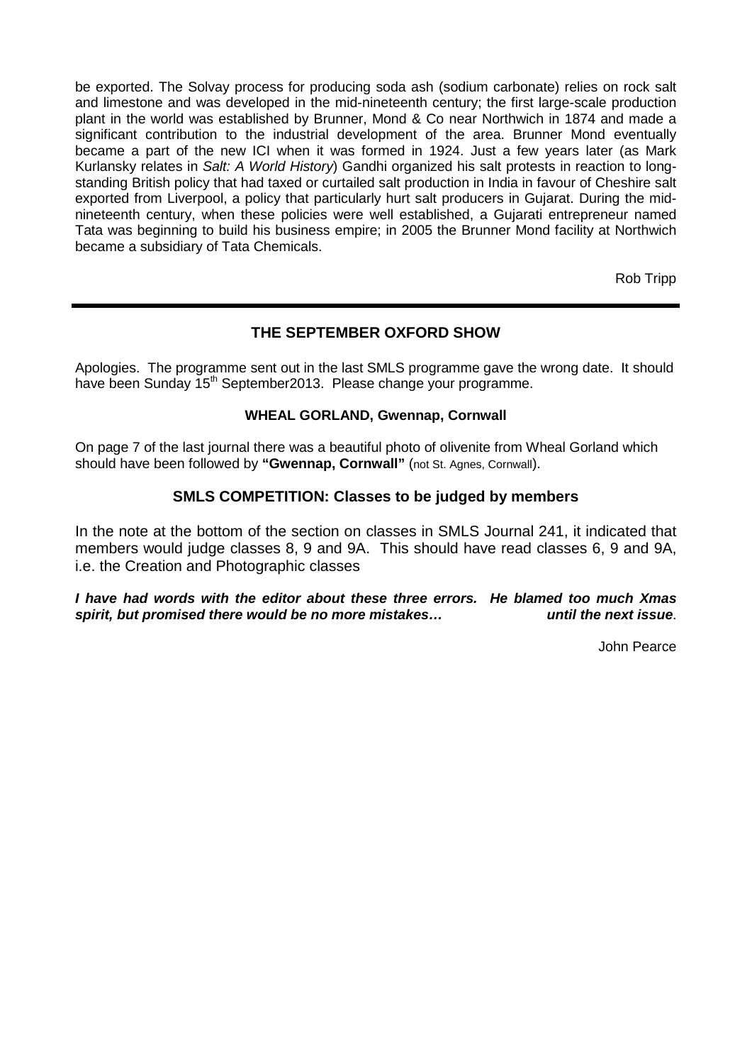be exported. The Solvay process for producing soda ash (sodium carbonate) relies on rock salt and limestone and was developed in the mid-nineteenth century; the first large-scale production plant in the world was established by Brunner, Mond & Co near Northwich in 1874 and made a significant contribution to the industrial development of the area. Brunner Mond eventually became a part of the new ICI when it was formed in 1924. Just a few years later (as Mark Kurlansky relates in *Salt: A World History*) Gandhi organized his salt protests in reaction to long-standing British policy that had taxed or curtailed salt production in India in favour of Cheshire salt exported from Liverpool, a policy that particularly hurt salt producers in Gujarat. During the mid-nineteenth century, when these policies were well established, a Gujarati entrepreneur named Tata was beginning to build his business empire; in 2005 the Brunner Mond facility at Northwich became a subsidiary of Tata Chemicals.

Rob Tripp

---

## THE SEPTEMBER OXFORD SHOW

Apologies. The programme sent out in the last SMLS programme gave the wrong date. It should have been Sunday 15th September2013. Please change your programme.

### WHEAL GORLAND, Gwennap, Cornwall

On page 7 of the last journal there was a beautiful photo of olivenite from Wheal Gorland which should have been followed by **"Gwennap, Cornwall"** (not St. Agnes, Cornwall).

## SMLS COMPETITION: Classes to be judged by members

In the note at the bottom of the section on classes in SMLS Journal 241, it indicated that members would judge classes 8, 9 and 9A. This should have read classes 6, 9 and 9A, i.e. the Creation and Photographic classes

***I have had words with the editor about these three errors. He blamed too much Xmas spirit, but promised there would be no more mistakes… until the next issue***.

John Pearce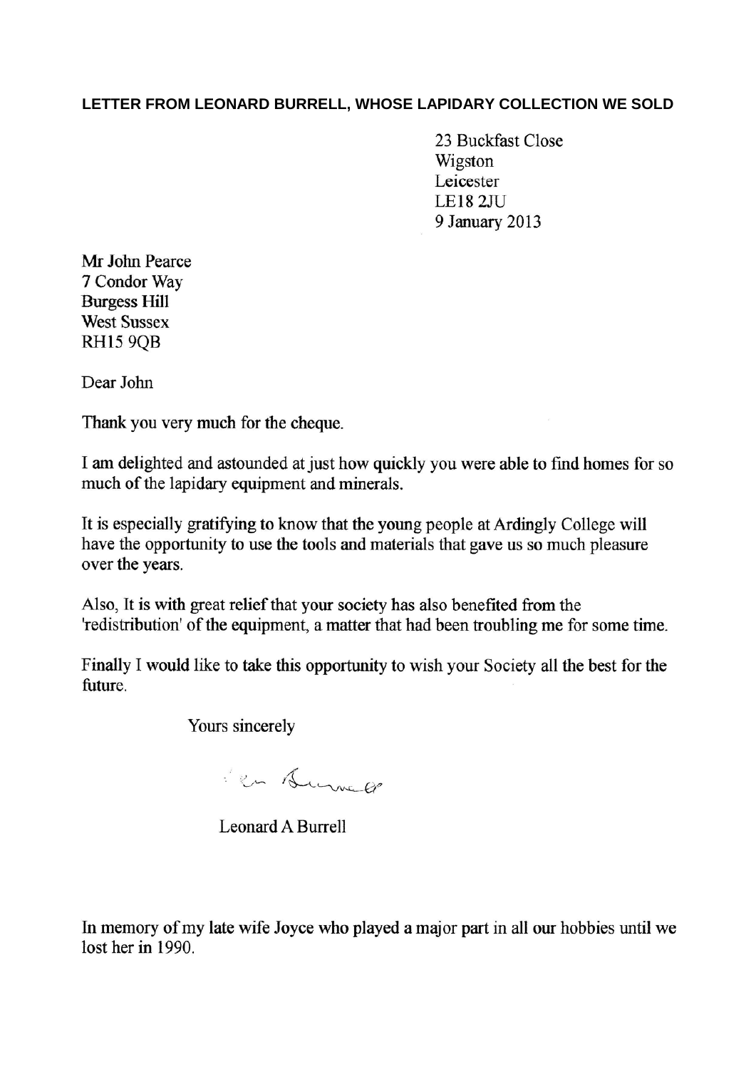**LETTER FROM LEONARD BURRELL, WHOSE LAPIDARY COLLECTION WE SOLD**

23 Buckfast Close
Wigston
Leicester
LE18 2JU
9 January 2013

Mr John Pearce
7 Condor Way
Burgess Hill
West Sussex
RH15 9QB

Dear John

Thank you very much for the cheque.

I am delighted and astounded at just how quickly you were able to find homes for so much of the lapidary equipment and minerals.

It is especially gratifying to know that the young people at Ardingly College will have the opportunity to use the tools and materials that gave us so much pleasure over the years.

Also, It is with great relief that your society has also benefited from the 'redistribution' of the equipment, a matter that had been troubling me for some time.

Finally I would like to take this opportunity to wish your Society all the best for the future.

Yours sincerely

Len Burrell

Leonard A Burrell

In memory of my late wife Joyce who played a major part in all our hobbies until we lost her in 1990.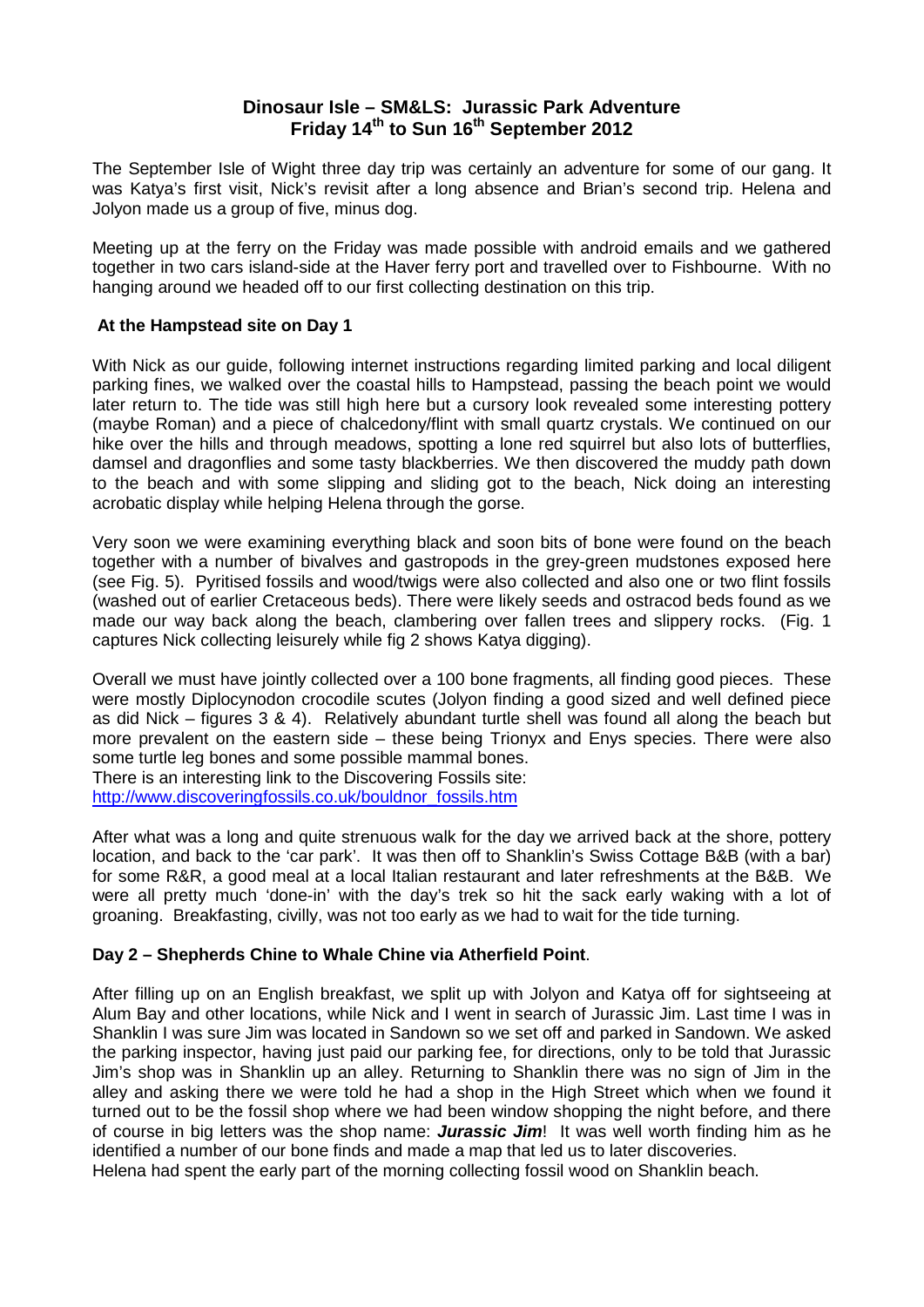# Dinosaur Isle – SM&LS: Jurassic Park Adventure
# Friday 14th to Sun 16th September 2012

The September Isle of Wight three day trip was certainly an adventure for some of our gang. It was Katya's first visit, Nick's revisit after a long absence and Brian's second trip. Helena and Jolyon made us a group of five, minus dog.

Meeting up at the ferry on the Friday was made possible with android emails and we gathered together in two cars island-side at the Haver ferry port and travelled over to Fishbourne. With no hanging around we headed off to our first collecting destination on this trip.

## At the Hampstead site on Day 1

With Nick as our guide, following internet instructions regarding limited parking and local diligent parking fines, we walked over the coastal hills to Hampstead, passing the beach point we would later return to. The tide was still high here but a cursory look revealed some interesting pottery (maybe Roman) and a piece of chalcedony/flint with small quartz crystals. We continued on our hike over the hills and through meadows, spotting a lone red squirrel but also lots of butterflies, damsel and dragonflies and some tasty blackberries. We then discovered the muddy path down to the beach and with some slipping and sliding got to the beach, Nick doing an interesting acrobatic display while helping Helena through the gorse.

Very soon we were examining everything black and soon bits of bone were found on the beach together with a number of bivalves and gastropods in the grey-green mudstones exposed here (see Fig. 5). Pyritised fossils and wood/twigs were also collected and also one or two flint fossils (washed out of earlier Cretaceous beds). There were likely seeds and ostracod beds found as we made our way back along the beach, clambering over fallen trees and slippery rocks. (Fig. 1 captures Nick collecting leisurely while fig 2 shows Katya digging).

Overall we must have jointly collected over a 100 bone fragments, all finding good pieces. These were mostly Diplocynodon crocodile scutes (Jolyon finding a good sized and well defined piece as did Nick – figures 3 & 4). Relatively abundant turtle shell was found all along the beach but more prevalent on the eastern side – these being Trionyx and Enys species. There were also some turtle leg bones and some possible mammal bones.
There is an interesting link to the Discovering Fossils site:
[http://www.discoveringfossils.co.uk/bouldnor_fossils.htm](http://www.discoveringfossils.co.uk/bouldnor_fossils.htm)

After what was a long and quite strenuous walk for the day we arrived back at the shore, pottery location, and back to the 'car park'. It was then off to Shanklin's Swiss Cottage B&B (with a bar) for some R&R, a good meal at a local Italian restaurant and later refreshments at the B&B. We were all pretty much 'done-in' with the day's trek so hit the sack early waking with a lot of groaning. Breakfasting, civilly, was not too early as we had to wait for the tide turning.

## Day 2 – Shepherds Chine to Whale Chine via Atherfield Point.

After filling up on an English breakfast, we split up with Jolyon and Katya off for sightseeing at Alum Bay and other locations, while Nick and I went in search of Jurassic Jim. Last time I was in Shanklin I was sure Jim was located in Sandown so we set off and parked in Sandown. We asked the parking inspector, having just paid our parking fee, for directions, only to be told that Jurassic Jim's shop was in Shanklin up an alley. Returning to Shanklin there was no sign of Jim in the alley and asking there we were told he had a shop in the High Street which when we found it turned out to be the fossil shop where we had been window shopping the night before, and there of course in big letters was the shop name: ***Jurassic Jim***! It was well worth finding him as he identified a number of our bone finds and made a map that led us to later discoveries.
Helena had spent the early part of the morning collecting fossil wood on Shanklin beach.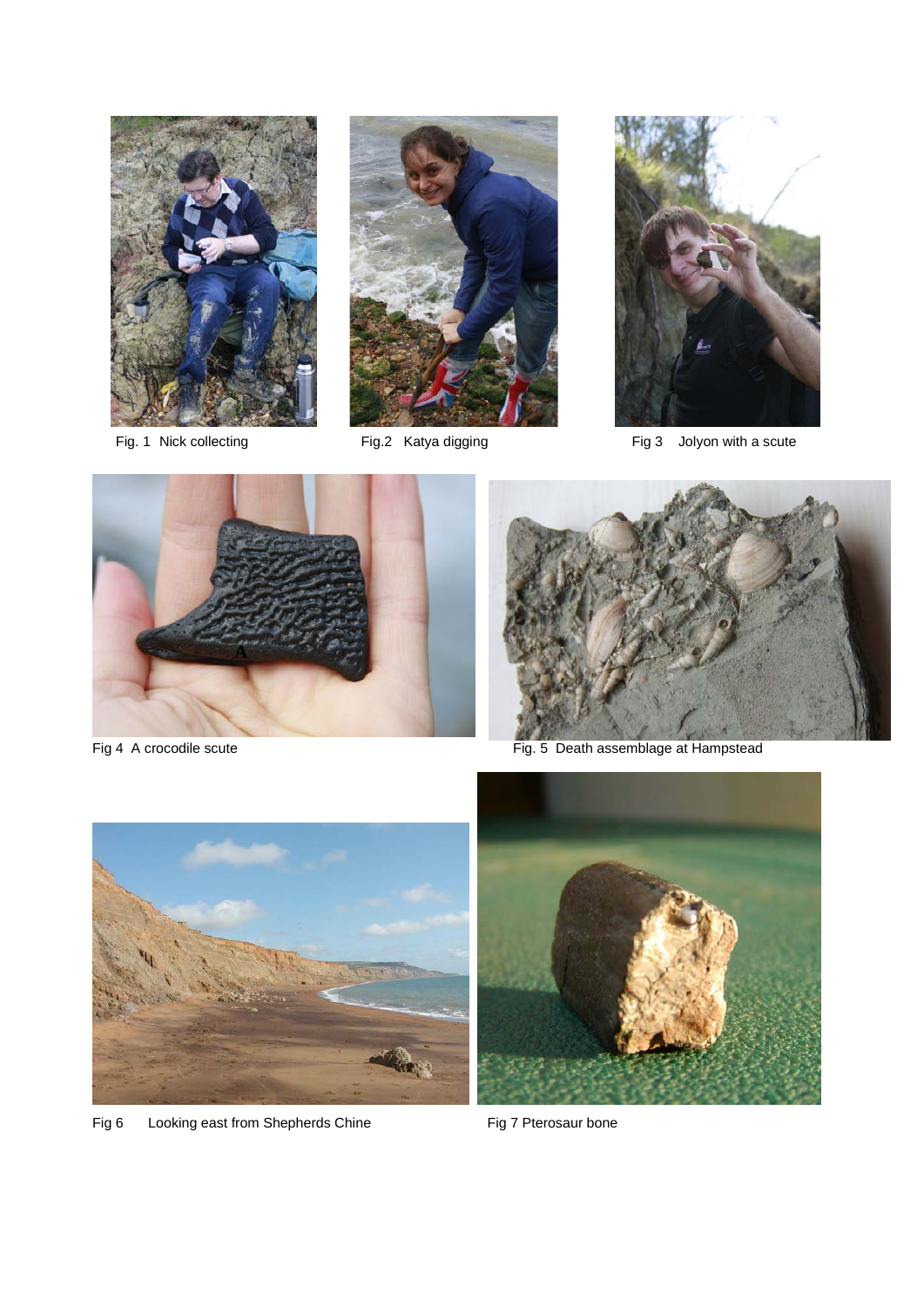Fig. 1 Nick collecting

Fig.2 Katya digging

Fig 3 Jolyon with a scute

Fig 4 A crocodile scute

Fig. 5 Death assemblage at Hampstead

Fig 6 Looking east from Shepherds Chine

Fig 7 Pterosaur bone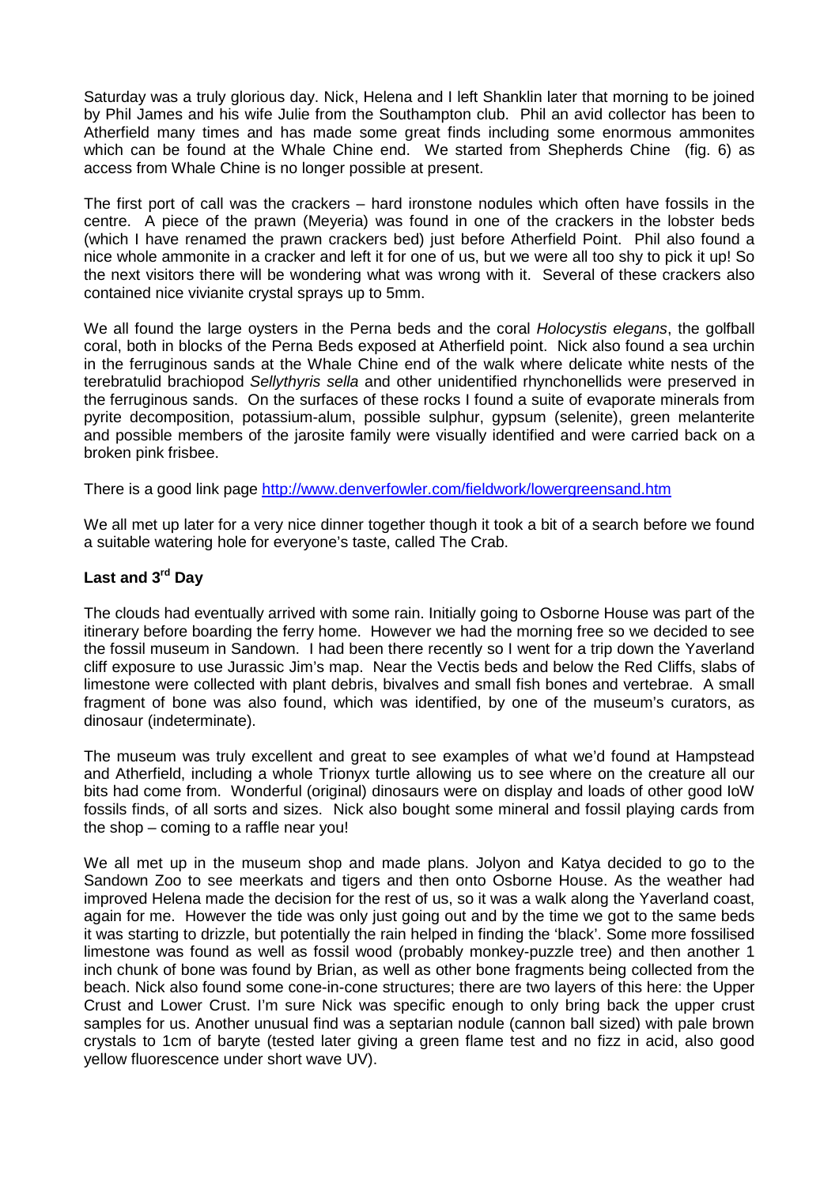Saturday was a truly glorious day. Nick, Helena and I left Shanklin later that morning to be joined by Phil James and his wife Julie from the Southampton club. Phil an avid collector has been to Atherfield many times and has made some great finds including some enormous ammonites which can be found at the Whale Chine end. We started from Shepherds Chine (fig. 6) as access from Whale Chine is no longer possible at present.

The first port of call was the crackers – hard ironstone nodules which often have fossils in the centre. A piece of the prawn (Meyeria) was found in one of the crackers in the lobster beds (which I have renamed the prawn crackers bed) just before Atherfield Point. Phil also found a nice whole ammonite in a cracker and left it for one of us, but we were all too shy to pick it up! So the next visitors there will be wondering what was wrong with it. Several of these crackers also contained nice vivianite crystal sprays up to 5mm.

We all found the large oysters in the Perna beds and the coral *Holocystis elegans*, the golfball coral, both in blocks of the Perna Beds exposed at Atherfield point. Nick also found a sea urchin in the ferruginous sands at the Whale Chine end of the walk where delicate white nests of the terebratulid brachiopod *Sellythyris sella* and other unidentified rhynchonellids were preserved in the ferruginous sands. On the surfaces of these rocks I found a suite of evaporate minerals from pyrite decomposition, potassium-alum, possible sulphur, gypsum (selenite), green melanterite and possible members of the jarosite family were visually identified and were carried back on a broken pink frisbee.

There is a good link page http://www.denverfowler.com/fieldwork/lowergreensand.htm

We all met up later for a very nice dinner together though it took a bit of a search before we found a suitable watering hole for everyone's taste, called The Crab.

**Last and 3rd Day**

The clouds had eventually arrived with some rain. Initially going to Osborne House was part of the itinerary before boarding the ferry home. However we had the morning free so we decided to see the fossil museum in Sandown. I had been there recently so I went for a trip down the Yaverland cliff exposure to use Jurassic Jim's map. Near the Vectis beds and below the Red Cliffs, slabs of limestone were collected with plant debris, bivalves and small fish bones and vertebrae. A small fragment of bone was also found, which was identified, by one of the museum's curators, as dinosaur (indeterminate).

The museum was truly excellent and great to see examples of what we'd found at Hampstead and Atherfield, including a whole Trionyx turtle allowing us to see where on the creature all our bits had come from. Wonderful (original) dinosaurs were on display and loads of other good IoW fossils finds, of all sorts and sizes. Nick also bought some mineral and fossil playing cards from the shop – coming to a raffle near you!

We all met up in the museum shop and made plans. Jolyon and Katya decided to go to the Sandown Zoo to see meerkats and tigers and then onto Osborne House. As the weather had improved Helena made the decision for the rest of us, so it was a walk along the Yaverland coast, again for me. However the tide was only just going out and by the time we got to the same beds it was starting to drizzle, but potentially the rain helped in finding the 'black'. Some more fossilised limestone was found as well as fossil wood (probably monkey-puzzle tree) and then another 1 inch chunk of bone was found by Brian, as well as other bone fragments being collected from the beach. Nick also found some cone-in-cone structures; there are two layers of this here: the Upper Crust and Lower Crust. I'm sure Nick was specific enough to only bring back the upper crust samples for us. Another unusual find was a septarian nodule (cannon ball sized) with pale brown crystals to 1cm of baryte (tested later giving a green flame test and no fizz in acid, also good yellow fluorescence under short wave UV).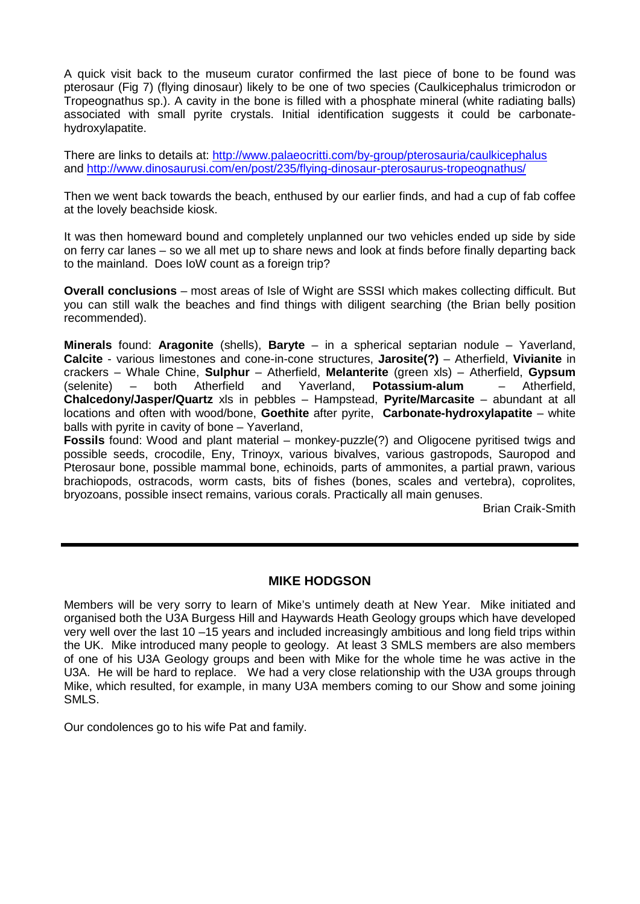A quick visit back to the museum curator confirmed the last piece of bone to be found was pterosaur (Fig 7) (flying dinosaur) likely to be one of two species (Caulkicephalus trimicrodon or Tropeognathus sp.). A cavity in the bone is filled with a phosphate mineral (white radiating balls) associated with small pyrite crystals. Initial identification suggests it could be carbonate-hydroxylapatite.

There are links to details at: http://www.palaeocritti.com/by-group/pterosauria/caulkicephalus and http://www.dinosaurusi.com/en/post/235/flying-dinosaur-pterosaurus-tropeognathus/

Then we went back towards the beach, enthused by our earlier finds, and had a cup of fab coffee at the lovely beachside kiosk.

It was then homeward bound and completely unplanned our two vehicles ended up side by side on ferry car lanes – so we all met up to share news and look at finds before finally departing back to the mainland. Does IoW count as a foreign trip?

**Overall conclusions** – most areas of Isle of Wight are SSSI which makes collecting difficult. But you can still walk the beaches and find things with diligent searching (the Brian belly position recommended).

**Minerals** found: **Aragonite** (shells), **Baryte** – in a spherical septarian nodule – Yaverland, **Calcite** - various limestones and cone-in-cone structures, **Jarosite(?)** – Atherfield, **Vivianite** in crackers – Whale Chine, **Sulphur** – Atherfield, **Melanterite** (green xls) – Atherfield, **Gypsum** (selenite) – both Atherfield and Yaverland, **Potassium-alum** – Atherfield, **Chalcedony/Jasper/Quartz** xls in pebbles – Hampstead, **Pyrite/Marcasite** – abundant at all locations and often with wood/bone, **Goethite** after pyrite, **Carbonate-hydroxylapatite** – white balls with pyrite in cavity of bone – Yaverland,
**Fossils** found: Wood and plant material – monkey-puzzle(?) and Oligocene pyritised twigs and possible seeds, crocodile, Eny, Trinoyx, various bivalves, various gastropods, Sauropod and Pterosaur bone, possible mammal bone, echinoids, parts of ammonites, a partial prawn, various brachiopods, ostracods, worm casts, bits of fishes (bones, scales and vertebra), coprolites, bryozoans, possible insect remains, various corals. Practically all main genuses.

Brian Craik-Smith

---

## MIKE HODGSON

Members will be very sorry to learn of Mike's untimely death at New Year. Mike initiated and organised both the U3A Burgess Hill and Haywards Heath Geology groups which have developed very well over the last 10 –15 years and included increasingly ambitious and long field trips within the UK. Mike introduced many people to geology. At least 3 SMLS members are also members of one of his U3A Geology groups and been with Mike for the whole time he was active in the U3A. He will be hard to replace. We had a very close relationship with the U3A groups through Mike, which resulted, for example, in many U3A members coming to our Show and some joining SMLS.

Our condolences go to his wife Pat and family.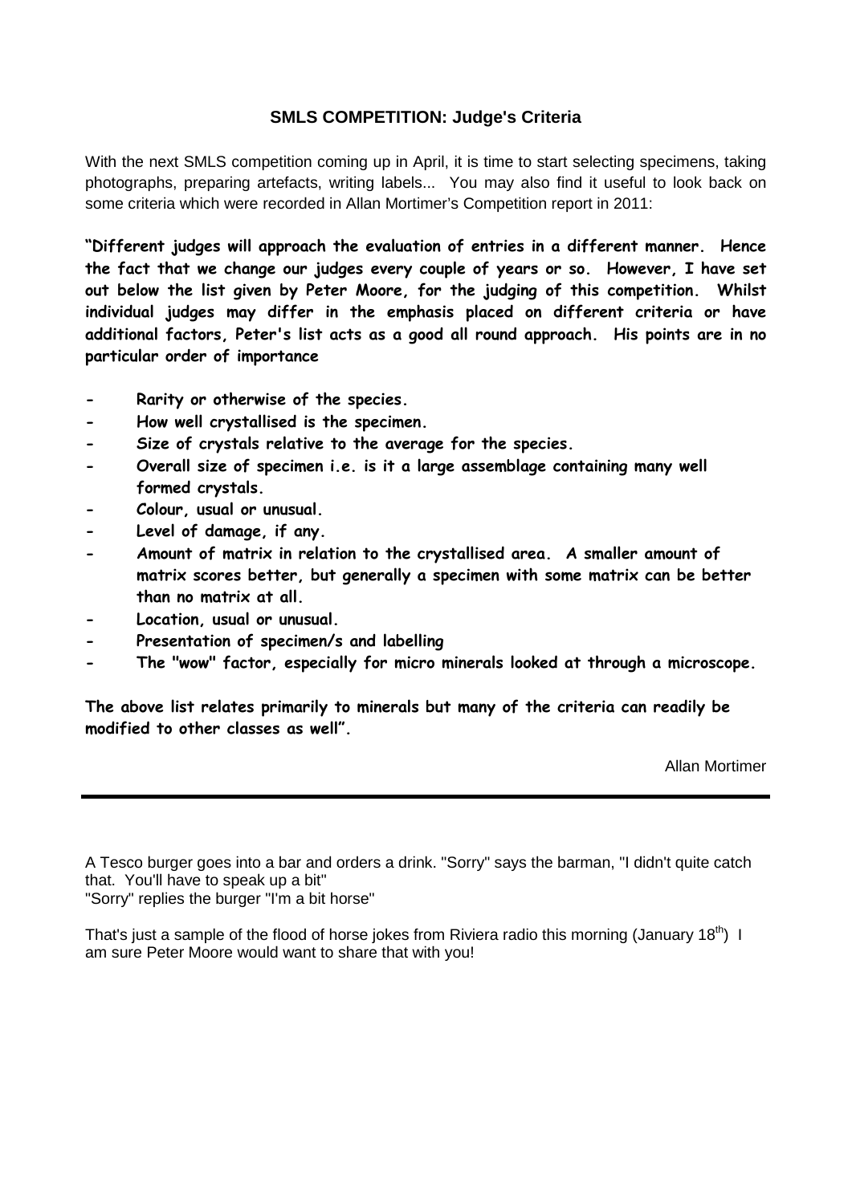## SMLS COMPETITION: Judge's Criteria

With the next SMLS competition coming up in April, it is time to start selecting specimens, taking photographs, preparing artefacts, writing labels... You may also find it useful to look back on some criteria which were recorded in Allan Mortimer's Competition report in 2011:

**"Different judges will approach the evaluation of entries in a different manner. Hence the fact that we change our judges every couple of years or so. However, I have set out below the list given by Peter Moore, for the judging of this competition. Whilst individual judges may differ in the emphasis placed on different criteria or have additional factors, Peter's list acts as a good all round approach. His points are in no particular order of importance**

- **Rarity or otherwise of the species.**
- **How well crystallised is the specimen.**
- **Size of crystals relative to the average for the species.**
- **Overall size of specimen i.e. is it a large assemblage containing many well formed crystals.**
- **Colour, usual or unusual.**
- **Level of damage, if any.**
- **Amount of matrix in relation to the crystallised area. A smaller amount of matrix scores better, but generally a specimen with some matrix can be better than no matrix at all.**
- **Location, usual or unusual.**
- **Presentation of specimen/s and labelling**
- **The "wow" factor, especially for micro minerals looked at through a microscope.**

**The above list relates primarily to minerals but many of the criteria can readily be modified to other classes as well".**

Allan Mortimer

---

A Tesco burger goes into a bar and orders a drink. "Sorry" says the barman, "I didn't quite catch that. You'll have to speak up a bit"
"Sorry" replies the burger "I'm a bit horse"

That's just a sample of the flood of horse jokes from Riviera radio this morning (January 18th) I am sure Peter Moore would want to share that with you!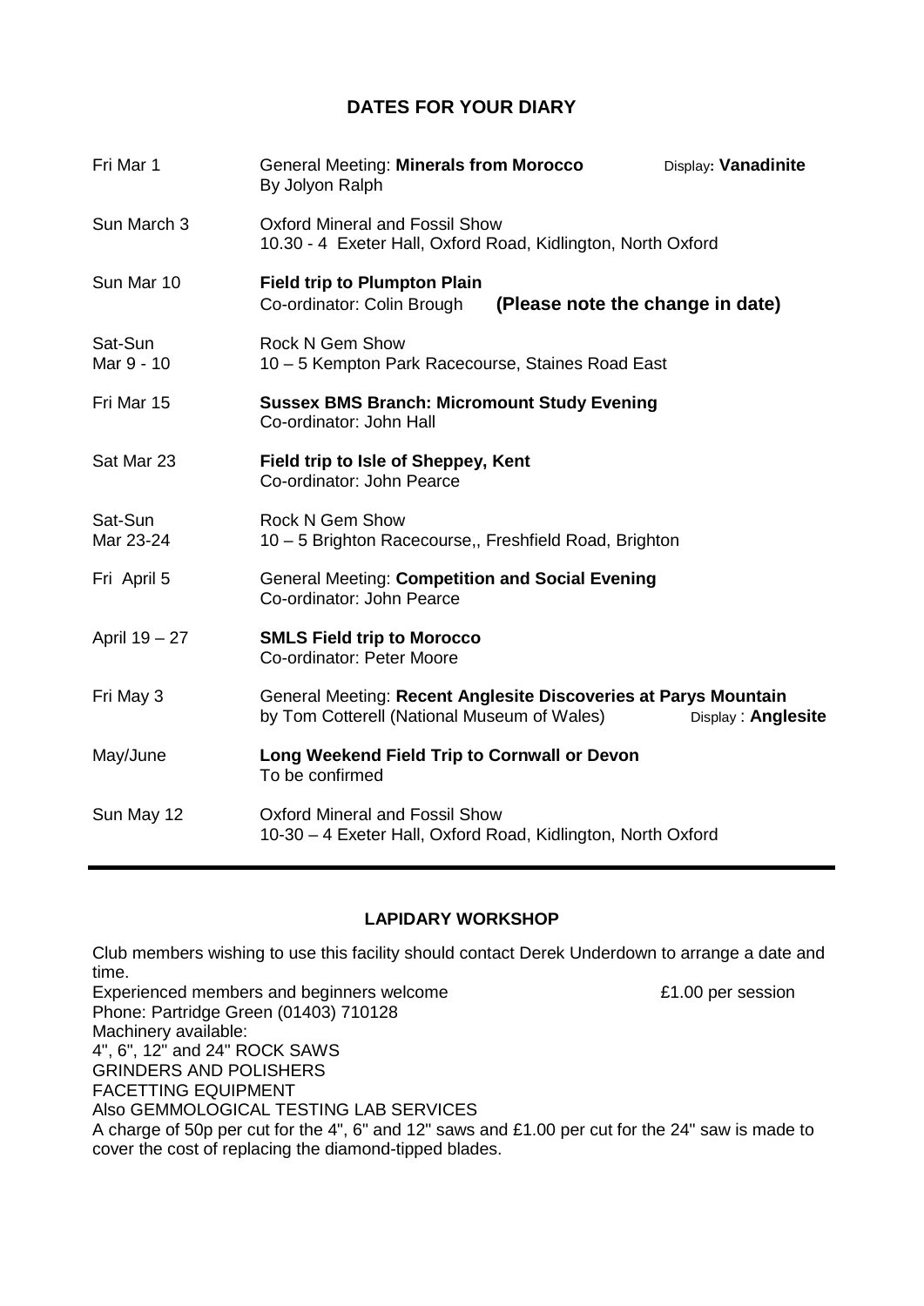## DATES FOR YOUR DIARY

| | | |
|---|---|---|
| Fri Mar 1 | General Meeting: **Minerals from Morocco**<br>By Jolyon Ralph | Display**: Vanadinite** |
| Sun March 3 | Oxford Mineral and Fossil Show<br>10.30 - 4 Exeter Hall, Oxford Road, Kidlington, North Oxford | |
| Sun Mar 10 | **Field trip to Plumpton Plain**<br>Co-ordinator: Colin Brough **(Please note the change in date)** | |
| Sat-Sun<br>Mar 9 - 10 | Rock N Gem Show<br>10 – 5 Kempton Park Racecourse, Staines Road East | |
| Fri Mar 15 | **Sussex BMS Branch: Micromount Study Evening**<br>Co-ordinator: John Hall | |
| Sat Mar 23 | **Field trip to Isle of Sheppey, Kent**<br>Co-ordinator: John Pearce | |
| Sat-Sun<br>Mar 23-24 | Rock N Gem Show<br>10 – 5 Brighton Racecourse,, Freshfield Road, Brighton | |
| Fri April 5 | General Meeting: **Competition and Social Evening**<br>Co-ordinator: John Pearce | |
| April 19 – 27 | **SMLS Field trip to Morocco**<br>Co-ordinator: Peter Moore | |
| Fri May 3 | General Meeting: **Recent Anglesite Discoveries at Parys Mountain**<br>by Tom Cotterell (National Museum of Wales) | Display : **Anglesite** |
| May/June | **Long Weekend Field Trip to Cornwall or Devon**<br>To be confirmed | |
| Sun May 12 | Oxford Mineral and Fossil Show<br>10-30 – 4 Exeter Hall, Oxford Road, Kidlington, North Oxford | |

## LAPIDARY WORKSHOP

Club members wishing to use this facility should contact Derek Underdown to arrange a date and time.
Experienced members and beginners welcome £1.00 per session
Phone: Partridge Green (01403) 710128
Machinery available:
4", 6", 12" and 24" ROCK SAWS
GRINDERS AND POLISHERS
FACETTING EQUIPMENT
Also GEMMOLOGICAL TESTING LAB SERVICES
A charge of 50p per cut for the 4", 6" and 12" saws and £1.00 per cut for the 24" saw is made to cover the cost of replacing the diamond-tipped blades.